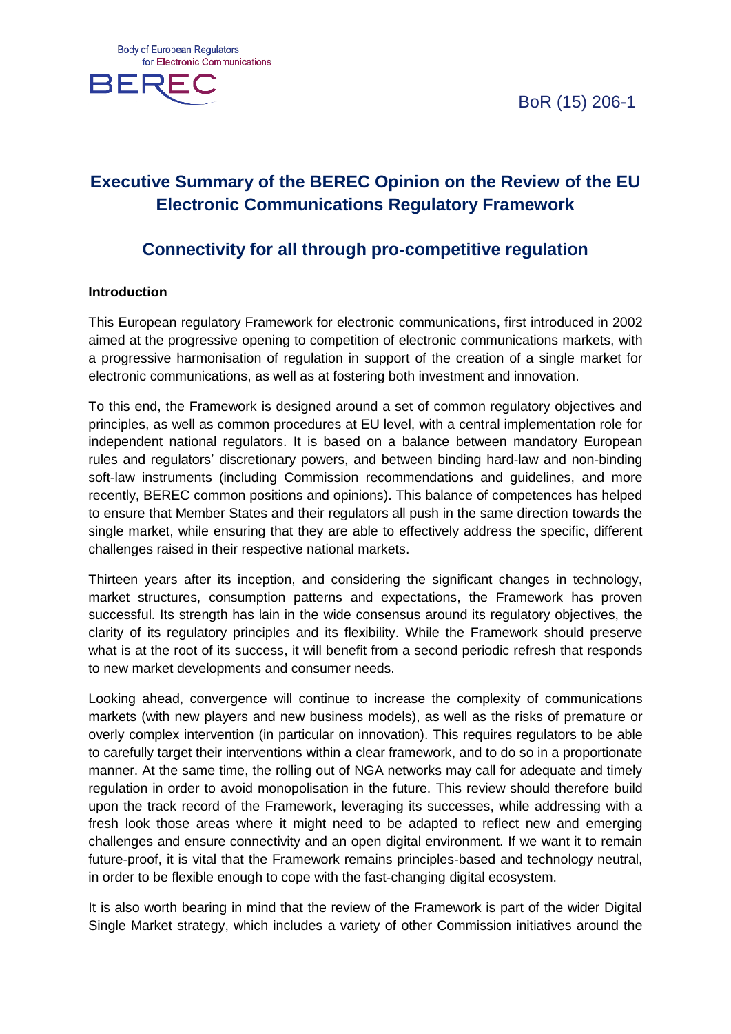Body of European Regulators for Electronic Communications

BoR (15) 206-1

# Executive Summary of the BEREC Opinion on the Review of the EU Electronic Communications Regulatory Framework

## Connectivity for all through pro-competitive regulation

**Introduction**

This European regulatory Framework for electronic communications, first introduced in 2002 aimed at the progressive opening to competition of electronic communications markets, with a progressive harmonisation of regulation in support of the creation of a single market for electronic communications, as well as at fostering both investment and innovation.

To this end, the Framework is designed around a set of common regulatory objectives and principles, as well as common procedures at EU level, with a central implementation role for independent national regulators. It is based on a balance between mandatory European rules and regulators' discretionary powers, and between binding hard-law and non-binding soft-law instruments (including Commission recommendations and guidelines, and more recently, BEREC common positions and opinions). This balance of competences has helped to ensure that Member States and their regulators all push in the same direction towards the single market, while ensuring that they are able to effectively address the specific, different challenges raised in their respective national markets.

Thirteen years after its inception, and considering the significant changes in technology, market structures, consumption patterns and expectations, the Framework has proven successful. Its strength has lain in the wide consensus around its regulatory objectives, the clarity of its regulatory principles and its flexibility. While the Framework should preserve what is at the root of its success, it will benefit from a second periodic refresh that responds to new market developments and consumer needs.

Looking ahead, convergence will continue to increase the complexity of communications markets (with new players and new business models), as well as the risks of premature or overly complex intervention (in particular on innovation). This requires regulators to be able to carefully target their interventions within a clear framework, and to do so in a proportionate manner. At the same time, the rolling out of NGA networks may call for adequate and timely regulation in order to avoid monopolisation in the future. This review should therefore build upon the track record of the Framework, leveraging its successes, while addressing with a fresh look those areas where it might need to be adapted to reflect new and emerging challenges and ensure connectivity and an open digital environment. If we want it to remain future-proof, it is vital that the Framework remains principles-based and technology neutral, in order to be flexible enough to cope with the fast-changing digital ecosystem.

It is also worth bearing in mind that the review of the Framework is part of the wider Digital Single Market strategy, which includes a variety of other Commission initiatives around the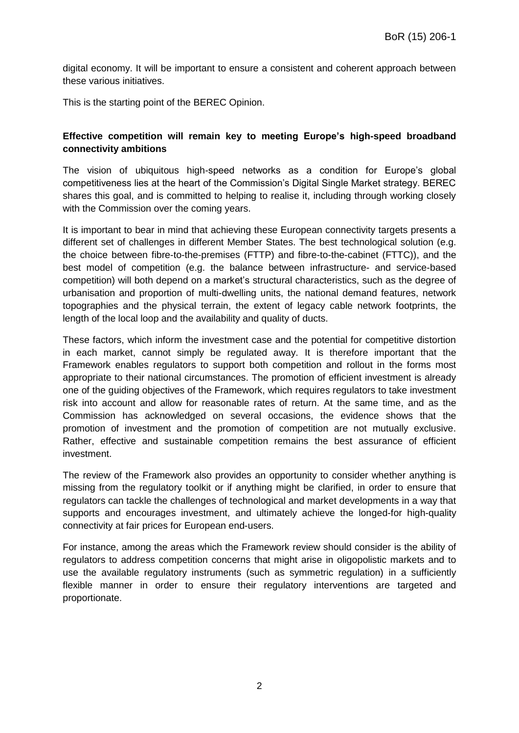digital economy. It will be important to ensure a consistent and coherent approach between these various initiatives.

This is the starting point of the BEREC Opinion.

**Effective competition will remain key to meeting Europe's high-speed broadband connectivity ambitions**

The vision of ubiquitous high-speed networks as a condition for Europe's global competitiveness lies at the heart of the Commission's Digital Single Market strategy. BEREC shares this goal, and is committed to helping to realise it, including through working closely with the Commission over the coming years.

It is important to bear in mind that achieving these European connectivity targets presents a different set of challenges in different Member States. The best technological solution (e.g. the choice between fibre-to-the-premises (FTTP) and fibre-to-the-cabinet (FTTC)), and the best model of competition (e.g. the balance between infrastructure- and service-based competition) will both depend on a market's structural characteristics, such as the degree of urbanisation and proportion of multi-dwelling units, the national demand features, network topographies and the physical terrain, the extent of legacy cable network footprints, the length of the local loop and the availability and quality of ducts.

These factors, which inform the investment case and the potential for competitive distortion in each market, cannot simply be regulated away. It is therefore important that the Framework enables regulators to support both competition and rollout in the forms most appropriate to their national circumstances. The promotion of efficient investment is already one of the guiding objectives of the Framework, which requires regulators to take investment risk into account and allow for reasonable rates of return. At the same time, and as the Commission has acknowledged on several occasions, the evidence shows that the promotion of investment and the promotion of competition are not mutually exclusive. Rather, effective and sustainable competition remains the best assurance of efficient investment.

The review of the Framework also provides an opportunity to consider whether anything is missing from the regulatory toolkit or if anything might be clarified, in order to ensure that regulators can tackle the challenges of technological and market developments in a way that supports and encourages investment, and ultimately achieve the longed-for high-quality connectivity at fair prices for European end-users.

For instance, among the areas which the Framework review should consider is the ability of regulators to address competition concerns that might arise in oligopolistic markets and to use the available regulatory instruments (such as symmetric regulation) in a sufficiently flexible manner in order to ensure their regulatory interventions are targeted and proportionate.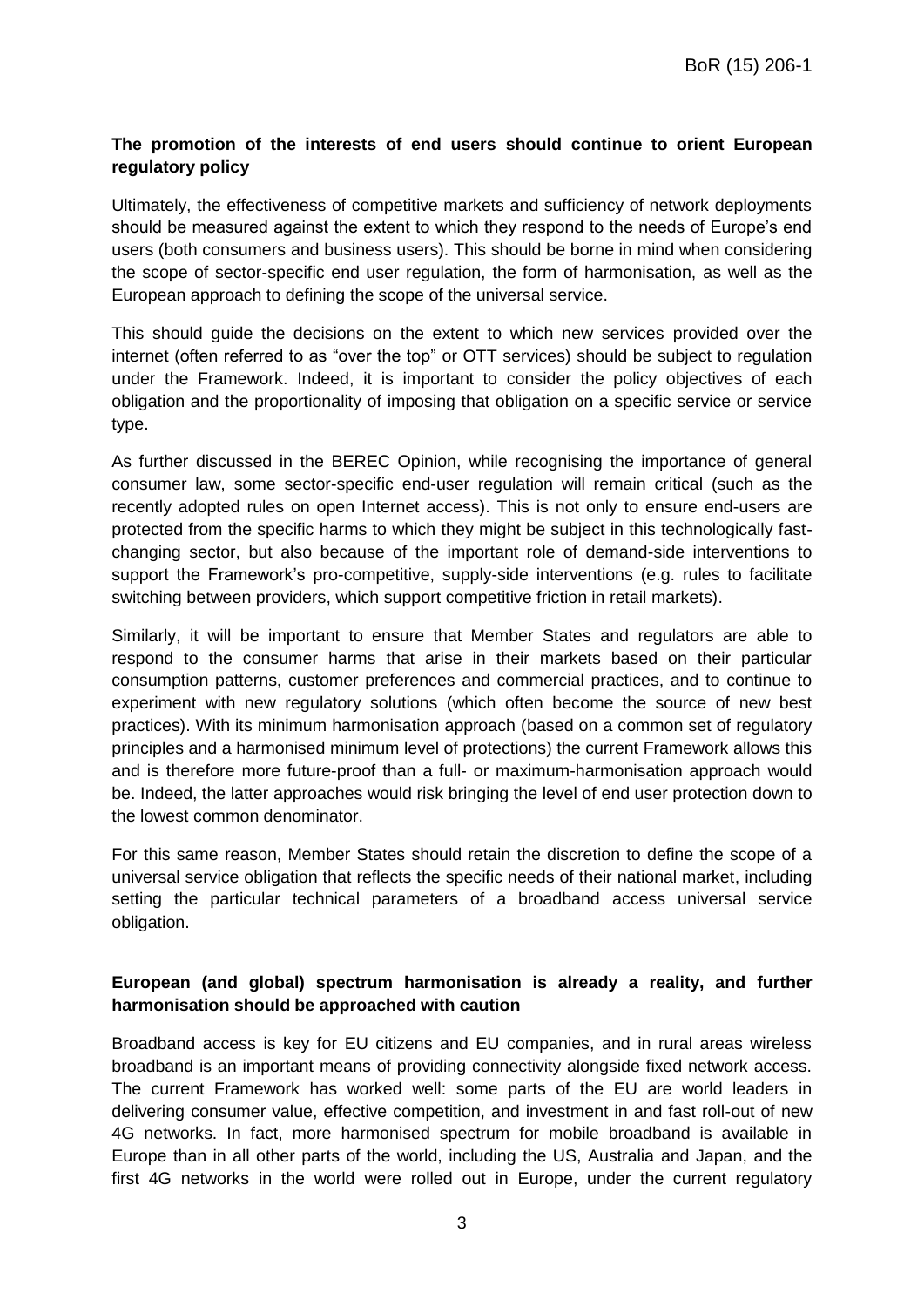**The promotion of the interests of end users should continue to orient European regulatory policy**

Ultimately, the effectiveness of competitive markets and sufficiency of network deployments should be measured against the extent to which they respond to the needs of Europe's end users (both consumers and business users). This should be borne in mind when considering the scope of sector-specific end user regulation, the form of harmonisation, as well as the European approach to defining the scope of the universal service.

This should guide the decisions on the extent to which new services provided over the internet (often referred to as "over the top" or OTT services) should be subject to regulation under the Framework. Indeed, it is important to consider the policy objectives of each obligation and the proportionality of imposing that obligation on a specific service or service type.

As further discussed in the BEREC Opinion, while recognising the importance of general consumer law, some sector-specific end-user regulation will remain critical (such as the recently adopted rules on open Internet access). This is not only to ensure end-users are protected from the specific harms to which they might be subject in this technologically fast-changing sector, but also because of the important role of demand-side interventions to support the Framework's pro-competitive, supply-side interventions (e.g. rules to facilitate switching between providers, which support competitive friction in retail markets).

Similarly, it will be important to ensure that Member States and regulators are able to respond to the consumer harms that arise in their markets based on their particular consumption patterns, customer preferences and commercial practices, and to continue to experiment with new regulatory solutions (which often become the source of new best practices). With its minimum harmonisation approach (based on a common set of regulatory principles and a harmonised minimum level of protections) the current Framework allows this and is therefore more future-proof than a full- or maximum-harmonisation approach would be. Indeed, the latter approaches would risk bringing the level of end user protection down to the lowest common denominator.

For this same reason, Member States should retain the discretion to define the scope of a universal service obligation that reflects the specific needs of their national market, including setting the particular technical parameters of a broadband access universal service obligation.

**European (and global) spectrum harmonisation is already a reality, and further harmonisation should be approached with caution**

Broadband access is key for EU citizens and EU companies, and in rural areas wireless broadband is an important means of providing connectivity alongside fixed network access. The current Framework has worked well: some parts of the EU are world leaders in delivering consumer value, effective competition, and investment in and fast roll-out of new 4G networks. In fact, more harmonised spectrum for mobile broadband is available in Europe than in all other parts of the world, including the US, Australia and Japan, and the first 4G networks in the world were rolled out in Europe, under the current regulatory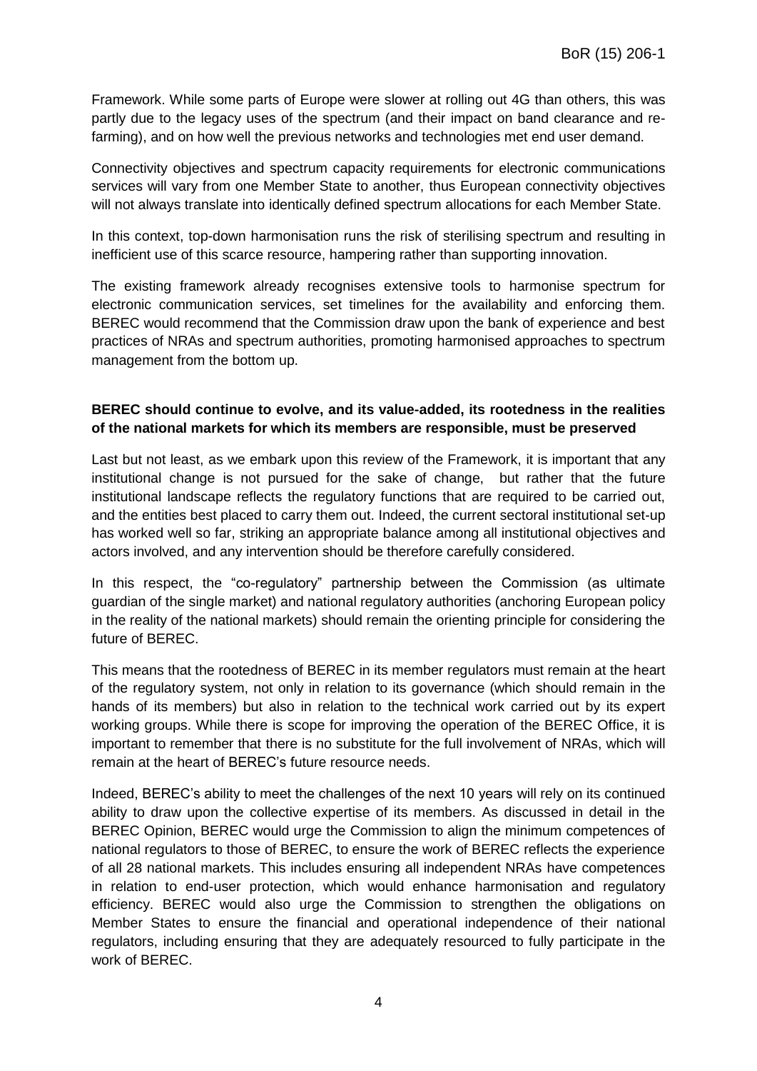Framework. While some parts of Europe were slower at rolling out 4G than others, this was partly due to the legacy uses of the spectrum (and their impact on band clearance and re-farming), and on how well the previous networks and technologies met end user demand.

Connectivity objectives and spectrum capacity requirements for electronic communications services will vary from one Member State to another, thus European connectivity objectives will not always translate into identically defined spectrum allocations for each Member State.

In this context, top-down harmonisation runs the risk of sterilising spectrum and resulting in inefficient use of this scarce resource, hampering rather than supporting innovation.

The existing framework already recognises extensive tools to harmonise spectrum for electronic communication services, set timelines for the availability and enforcing them. BEREC would recommend that the Commission draw upon the bank of experience and best practices of NRAs and spectrum authorities, promoting harmonised approaches to spectrum management from the bottom up.

**BEREC should continue to evolve, and its value-added, its rootedness in the realities of the national markets for which its members are responsible, must be preserved**

Last but not least, as we embark upon this review of the Framework, it is important that any institutional change is not pursued for the sake of change, but rather that the future institutional landscape reflects the regulatory functions that are required to be carried out, and the entities best placed to carry them out. Indeed, the current sectoral institutional set-up has worked well so far, striking an appropriate balance among all institutional objectives and actors involved, and any intervention should be therefore carefully considered.

In this respect, the "co-regulatory" partnership between the Commission (as ultimate guardian of the single market) and national regulatory authorities (anchoring European policy in the reality of the national markets) should remain the orienting principle for considering the future of BEREC.

This means that the rootedness of BEREC in its member regulators must remain at the heart of the regulatory system, not only in relation to its governance (which should remain in the hands of its members) but also in relation to the technical work carried out by its expert working groups. While there is scope for improving the operation of the BEREC Office, it is important to remember that there is no substitute for the full involvement of NRAs, which will remain at the heart of BEREC's future resource needs.

Indeed, BEREC's ability to meet the challenges of the next 10 years will rely on its continued ability to draw upon the collective expertise of its members. As discussed in detail in the BEREC Opinion, BEREC would urge the Commission to align the minimum competences of national regulators to those of BEREC, to ensure the work of BEREC reflects the experience of all 28 national markets. This includes ensuring all independent NRAs have competences in relation to end-user protection, which would enhance harmonisation and regulatory efficiency. BEREC would also urge the Commission to strengthen the obligations on Member States to ensure the financial and operational independence of their national regulators, including ensuring that they are adequately resourced to fully participate in the work of BEREC.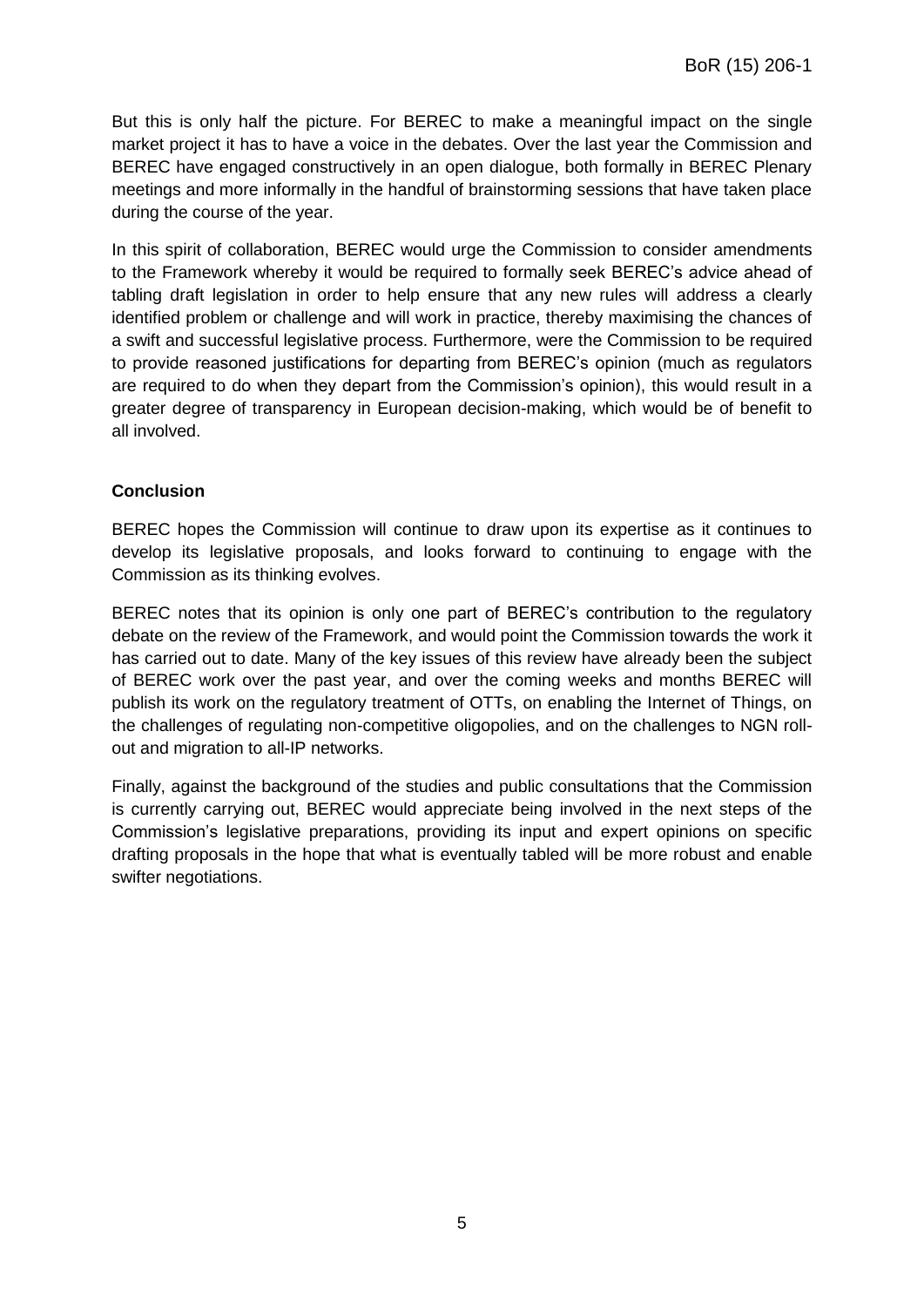But this is only half the picture. For BEREC to make a meaningful impact on the single market project it has to have a voice in the debates. Over the last year the Commission and BEREC have engaged constructively in an open dialogue, both formally in BEREC Plenary meetings and more informally in the handful of brainstorming sessions that have taken place during the course of the year.

In this spirit of collaboration, BEREC would urge the Commission to consider amendments to the Framework whereby it would be required to formally seek BEREC's advice ahead of tabling draft legislation in order to help ensure that any new rules will address a clearly identified problem or challenge and will work in practice, thereby maximising the chances of a swift and successful legislative process. Furthermore, were the Commission to be required to provide reasoned justifications for departing from BEREC's opinion (much as regulators are required to do when they depart from the Commission's opinion), this would result in a greater degree of transparency in European decision-making, which would be of benefit to all involved.

**Conclusion**

BEREC hopes the Commission will continue to draw upon its expertise as it continues to develop its legislative proposals, and looks forward to continuing to engage with the Commission as its thinking evolves.

BEREC notes that its opinion is only one part of BEREC's contribution to the regulatory debate on the review of the Framework, and would point the Commission towards the work it has carried out to date. Many of the key issues of this review have already been the subject of BEREC work over the past year, and over the coming weeks and months BEREC will publish its work on the regulatory treatment of OTTs, on enabling the Internet of Things, on the challenges of regulating non-competitive oligopolies, and on the challenges to NGN roll-out and migration to all-IP networks.

Finally, against the background of the studies and public consultations that the Commission is currently carrying out, BEREC would appreciate being involved in the next steps of the Commission's legislative preparations, providing its input and expert opinions on specific drafting proposals in the hope that what is eventually tabled will be more robust and enable swifter negotiations.